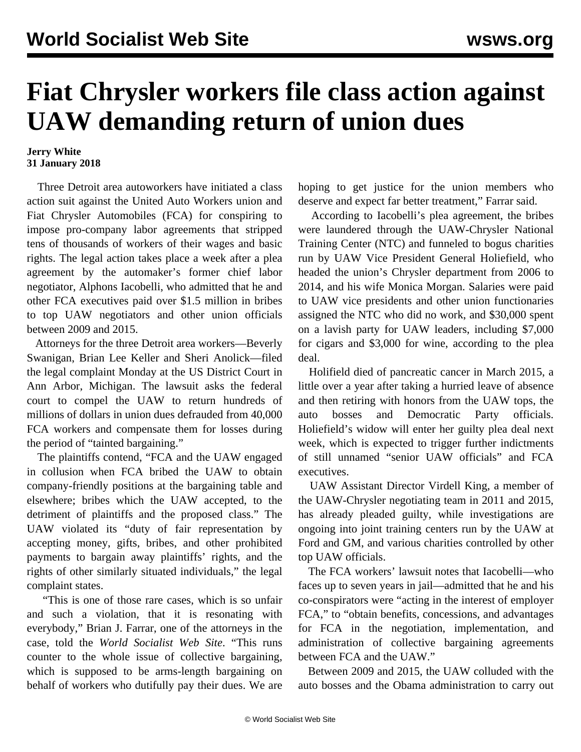# Fiat Chrysler workers file class action against UAW demanding return of union dues

**Jerry White**
**31 January 2018**

Three Detroit area autoworkers have initiated a class action suit against the United Auto Workers union and Fiat Chrysler Automobiles (FCA) for conspiring to impose pro-company labor agreements that stripped tens of thousands of workers of their wages and basic rights. The legal action takes place a week after a plea agreement by the automaker's former chief labor negotiator, Alphons Iacobelli, who admitted that he and other FCA executives paid over $1.5 million in bribes to top UAW negotiators and other union officials between 2009 and 2015.

Attorneys for the three Detroit area workers—Beverly Swanigan, Brian Lee Keller and Sheri Anolick—filed the legal complaint Monday at the US District Court in Ann Arbor, Michigan. The lawsuit asks the federal court to compel the UAW to return hundreds of millions of dollars in union dues defrauded from 40,000 FCA workers and compensate them for losses during the period of "tainted bargaining."

The plaintiffs contend, "FCA and the UAW engaged in collusion when FCA bribed the UAW to obtain company-friendly positions at the bargaining table and elsewhere; bribes which the UAW accepted, to the detriment of plaintiffs and the proposed class." The UAW violated its "duty of fair representation by accepting money, gifts, bribes, and other prohibited payments to bargain away plaintiffs' rights, and the rights of other similarly situated individuals," the legal complaint states.

"This is one of those rare cases, which is so unfair and such a violation, that it is resonating with everybody," Brian J. Farrar, one of the attorneys in the case, told the *World Socialist Web Site*. "This runs counter to the whole issue of collective bargaining, which is supposed to be arms-length bargaining on behalf of workers who dutifully pay their dues. We are hoping to get justice for the union members who deserve and expect far better treatment," Farrar said.

According to Iacobelli's plea agreement, the bribes were laundered through the UAW-Chrysler National Training Center (NTC) and funneled to bogus charities run by UAW Vice President General Holiefield, who headed the union's Chrysler department from 2006 to 2014, and his wife Monica Morgan. Salaries were paid to UAW vice presidents and other union functionaries assigned the NTC who did no work, and $30,000 spent on a lavish party for UAW leaders, including $7,000 for cigars and $3,000 for wine, according to the plea deal.

Holifield died of pancreatic cancer in March 2015, a little over a year after taking a hurried leave of absence and then retiring with honors from the UAW tops, the auto bosses and Democratic Party officials. Holiefield's widow will enter her guilty plea deal next week, which is expected to trigger further indictments of still unnamed "senior UAW officials" and FCA executives.

UAW Assistant Director Virdell King, a member of the UAW-Chrysler negotiating team in 2011 and 2015, has already pleaded guilty, while investigations are ongoing into joint training centers run by the UAW at Ford and GM, and various charities controlled by other top UAW officials.

The FCA workers' lawsuit notes that Iacobelli—who faces up to seven years in jail—admitted that he and his co-conspirators were "acting in the interest of employer FCA," to "obtain benefits, concessions, and advantages for FCA in the negotiation, implementation, and administration of collective bargaining agreements between FCA and the UAW."

Between 2009 and 2015, the UAW colluded with the auto bosses and the Obama administration to carry out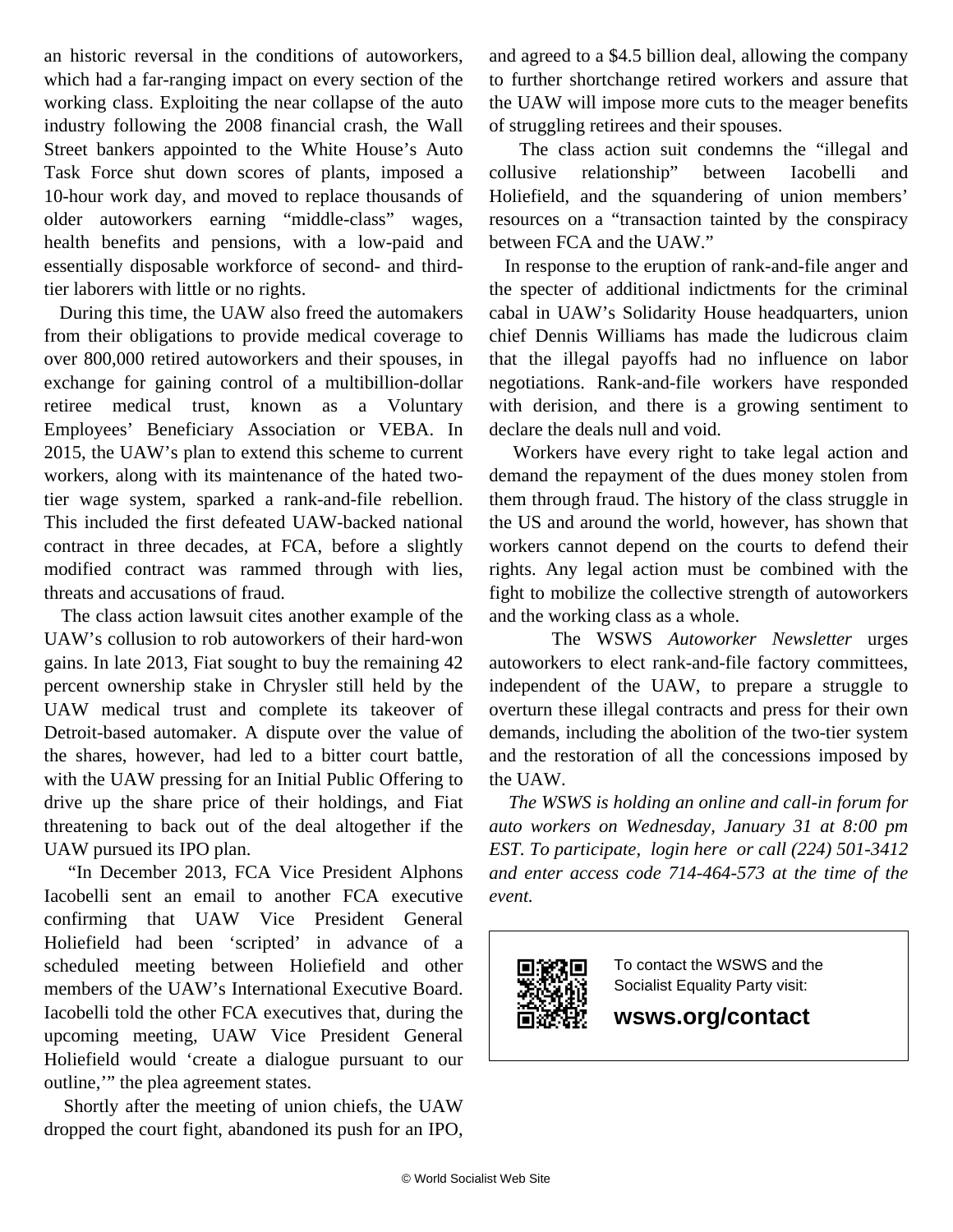an historic reversal in the conditions of autoworkers, which had a far-ranging impact on every section of the working class. Exploiting the near collapse of the auto industry following the 2008 financial crash, the Wall Street bankers appointed to the White House's Auto Task Force shut down scores of plants, imposed a 10-hour work day, and moved to replace thousands of older autoworkers earning "middle-class" wages, health benefits and pensions, with a low-paid and essentially disposable workforce of second- and third-tier laborers with little or no rights.

During this time, the UAW also freed the automakers from their obligations to provide medical coverage to over 800,000 retired autoworkers and their spouses, in exchange for gaining control of a multibillion-dollar retiree medical trust, known as a Voluntary Employees' Beneficiary Association or VEBA. In 2015, the UAW's plan to extend this scheme to current workers, along with its maintenance of the hated two-tier wage system, sparked a rank-and-file rebellion. This included the first defeated UAW-backed national contract in three decades, at FCA, before a slightly modified contract was rammed through with lies, threats and accusations of fraud.

The class action lawsuit cites another example of the UAW's collusion to rob autoworkers of their hard-won gains. In late 2013, Fiat sought to buy the remaining 42 percent ownership stake in Chrysler still held by the UAW medical trust and complete its takeover of Detroit-based automaker. A dispute over the value of the shares, however, had led to a bitter court battle, with the UAW pressing for an Initial Public Offering to drive up the share price of their holdings, and Fiat threatening to back out of the deal altogether if the UAW pursued its IPO plan.

"In December 2013, FCA Vice President Alphons Iacobelli sent an email to another FCA executive confirming that UAW Vice President General Holiefield had been 'scripted' in advance of a scheduled meeting between Holiefield and other members of the UAW's International Executive Board. Iacobelli told the other FCA executives that, during the upcoming meeting, UAW Vice President General Holiefield would 'create a dialogue pursuant to our outline,'" the plea agreement states.

Shortly after the meeting of union chiefs, the UAW dropped the court fight, abandoned its push for an IPO, and agreed to a $4.5 billion deal, allowing the company to further shortchange retired workers and assure that the UAW will impose more cuts to the meager benefits of struggling retirees and their spouses.

The class action suit condemns the "illegal and collusive relationship" between Iacobelli and Holiefield, and the squandering of union members' resources on a "transaction tainted by the conspiracy between FCA and the UAW."

In response to the eruption of rank-and-file anger and the specter of additional indictments for the criminal cabal in UAW's Solidarity House headquarters, union chief Dennis Williams has made the ludicrous claim that the illegal payoffs had no influence on labor negotiations. Rank-and-file workers have responded with derision, and there is a growing sentiment to declare the deals null and void.

Workers have every right to take legal action and demand the repayment of the dues money stolen from them through fraud. The history of the class struggle in the US and around the world, however, has shown that workers cannot depend on the courts to defend their rights. Any legal action must be combined with the fight to mobilize the collective strength of autoworkers and the working class as a whole.

The WSWS *Autoworker Newsletter* urges autoworkers to elect rank-and-file factory committees, independent of the UAW, to prepare a struggle to overturn these illegal contracts and press for their own demands, including the abolition of the two-tier system and the restoration of all the concessions imposed by the UAW.

*The WSWS is holding an online and call-in forum for auto workers on Wednesday, January 31 at 8:00 pm EST. To participate, login here or call (224) 501-3412 and enter access code 714-464-573 at the time of the event.*

To contact the WSWS and the Socialist Equality Party visit:

**wsws.org/contact**